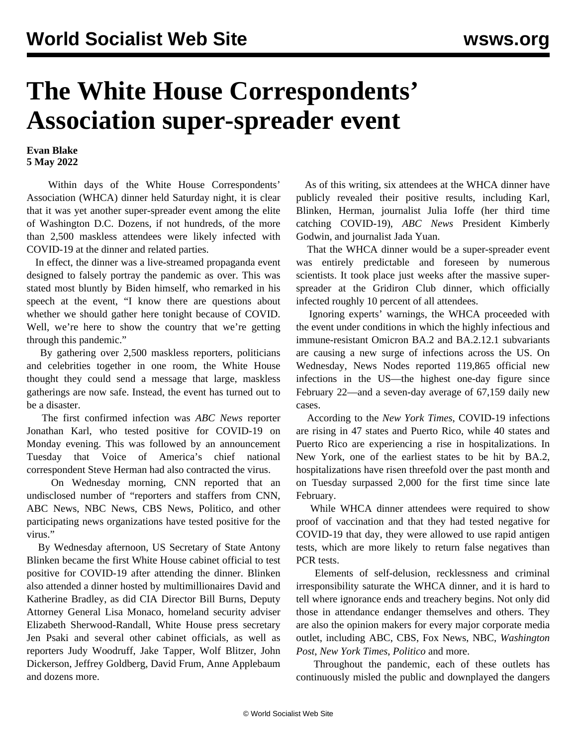# The White House Correspondents' Association super-spreader event

**Evan Blake**
**5 May 2022**

Within days of the White House Correspondents' Association (WHCA) dinner held Saturday night, it is clear that it was yet another super-spreader event among the elite of Washington D.C. Dozens, if not hundreds, of the more than 2,500 maskless attendees were likely infected with COVID-19 at the dinner and related parties.

In effect, the dinner was a live-streamed propaganda event designed to falsely portray the pandemic as over. This was stated most bluntly by Biden himself, who remarked in his speech at the event, "I know there are questions about whether we should gather here tonight because of COVID. Well, we're here to show the country that we're getting through this pandemic."

By gathering over 2,500 maskless reporters, politicians and celebrities together in one room, the White House thought they could send a message that large, maskless gatherings are now safe. Instead, the event has turned out to be a disaster.

The first confirmed infection was *ABC News* reporter Jonathan Karl, who tested positive for COVID-19 on Monday evening. This was followed by an announcement Tuesday that Voice of America's chief national correspondent Steve Herman had also contracted the virus.

On Wednesday morning, CNN reported that an undisclosed number of "reporters and staffers from CNN, ABC News, NBC News, CBS News, Politico, and other participating news organizations have tested positive for the virus."

By Wednesday afternoon, US Secretary of State Antony Blinken became the first White House cabinet official to test positive for COVID-19 after attending the dinner. Blinken also attended a dinner hosted by multimillionaires David and Katherine Bradley, as did CIA Director Bill Burns, Deputy Attorney General Lisa Monaco, homeland security adviser Elizabeth Sherwood-Randall, White House press secretary Jen Psaki and several other cabinet officials, as well as reporters Judy Woodruff, Jake Tapper, Wolf Blitzer, John Dickerson, Jeffrey Goldberg, David Frum, Anne Applebaum and dozens more.

As of this writing, six attendees at the WHCA dinner have publicly revealed their positive results, including Karl, Blinken, Herman, journalist Julia Ioffe (her third time catching COVID-19), *ABC News* President Kimberly Godwin, and journalist Jada Yuan.

That the WHCA dinner would be a super-spreader event was entirely predictable and foreseen by numerous scientists. It took place just weeks after the massive super-spreader at the Gridiron Club dinner, which officially infected roughly 10 percent of all attendees.

Ignoring experts' warnings, the WHCA proceeded with the event under conditions in which the highly infectious and immune-resistant Omicron BA.2 and BA.2.12.1 subvariants are causing a new surge of infections across the US. On Wednesday, News Nodes reported 119,865 official new infections in the US—the highest one-day figure since February 22—and a seven-day average of 67,159 daily new cases.

According to the *New York Times*, COVID-19 infections are rising in 47 states and Puerto Rico, while 40 states and Puerto Rico are experiencing a rise in hospitalizations. In New York, one of the earliest states to be hit by BA.2, hospitalizations have risen threefold over the past month and on Tuesday surpassed 2,000 for the first time since late February.

While WHCA dinner attendees were required to show proof of vaccination and that they had tested negative for COVID-19 that day, they were allowed to use rapid antigen tests, which are more likely to return false negatives than PCR tests.

Elements of self-delusion, recklessness and criminal irresponsibility saturate the WHCA dinner, and it is hard to tell where ignorance ends and treachery begins. Not only did those in attendance endanger themselves and others. They are also the opinion makers for every major corporate media outlet, including ABC, CBS, Fox News, NBC, *Washington Post*, *New York Times*, *Politico* and more.

Throughout the pandemic, each of these outlets has continuously misled the public and downplayed the dangers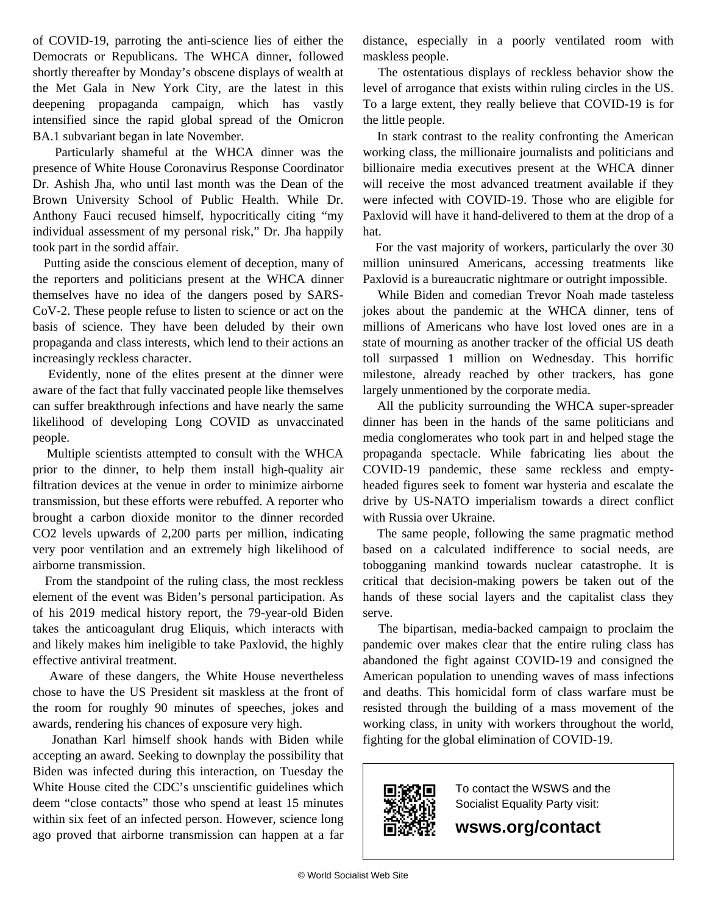of COVID-19, parroting the anti-science lies of either the Democrats or Republicans. The WHCA dinner, followed shortly thereafter by Monday's obscene displays of wealth at the Met Gala in New York City, are the latest in this deepening propaganda campaign, which has vastly intensified since the rapid global spread of the Omicron BA.1 subvariant began in late November.

Particularly shameful at the WHCA dinner was the presence of White House Coronavirus Response Coordinator Dr. Ashish Jha, who until last month was the Dean of the Brown University School of Public Health. While Dr. Anthony Fauci recused himself, hypocritically citing "my individual assessment of my personal risk," Dr. Jha happily took part in the sordid affair.

Putting aside the conscious element of deception, many of the reporters and politicians present at the WHCA dinner themselves have no idea of the dangers posed by SARS-CoV-2. These people refuse to listen to science or act on the basis of science. They have been deluded by their own propaganda and class interests, which lend to their actions an increasingly reckless character.

Evidently, none of the elites present at the dinner were aware of the fact that fully vaccinated people like themselves can suffer breakthrough infections and have nearly the same likelihood of developing Long COVID as unvaccinated people.

Multiple scientists attempted to consult with the WHCA prior to the dinner, to help them install high-quality air filtration devices at the venue in order to minimize airborne transmission, but these efforts were rebuffed. A reporter who brought a carbon dioxide monitor to the dinner recorded CO2 levels upwards of 2,200 parts per million, indicating very poor ventilation and an extremely high likelihood of airborne transmission.

From the standpoint of the ruling class, the most reckless element of the event was Biden's personal participation. As of his 2019 medical history report, the 79-year-old Biden takes the anticoagulant drug Eliquis, which interacts with and likely makes him ineligible to take Paxlovid, the highly effective antiviral treatment.

Aware of these dangers, the White House nevertheless chose to have the US President sit maskless at the front of the room for roughly 90 minutes of speeches, jokes and awards, rendering his chances of exposure very high.

Jonathan Karl himself shook hands with Biden while accepting an award. Seeking to downplay the possibility that Biden was infected during this interaction, on Tuesday the White House cited the CDC's unscientific guidelines which deem "close contacts" those who spend at least 15 minutes within six feet of an infected person. However, science long ago proved that airborne transmission can happen at a far distance, especially in a poorly ventilated room with maskless people.

The ostentatious displays of reckless behavior show the level of arrogance that exists within ruling circles in the US. To a large extent, they really believe that COVID-19 is for the little people.

In stark contrast to the reality confronting the American working class, the millionaire journalists and politicians and billionaire media executives present at the WHCA dinner will receive the most advanced treatment available if they were infected with COVID-19. Those who are eligible for Paxlovid will have it hand-delivered to them at the drop of a hat.

For the vast majority of workers, particularly the over 30 million uninsured Americans, accessing treatments like Paxlovid is a bureaucratic nightmare or outright impossible.

While Biden and comedian Trevor Noah made tasteless jokes about the pandemic at the WHCA dinner, tens of millions of Americans who have lost loved ones are in a state of mourning as another tracker of the official US death toll surpassed 1 million on Wednesday. This horrific milestone, already reached by other trackers, has gone largely unmentioned by the corporate media.

All the publicity surrounding the WHCA super-spreader dinner has been in the hands of the same politicians and media conglomerates who took part in and helped stage the propaganda spectacle. While fabricating lies about the COVID-19 pandemic, these same reckless and empty-headed figures seek to foment war hysteria and escalate the drive by US-NATO imperialism towards a direct conflict with Russia over Ukraine.

The same people, following the same pragmatic method based on a calculated indifference to social needs, are tobogganing mankind towards nuclear catastrophe. It is critical that decision-making powers be taken out of the hands of these social layers and the capitalist class they serve.

The bipartisan, media-backed campaign to proclaim the pandemic over makes clear that the entire ruling class has abandoned the fight against COVID-19 and consigned the American population to unending waves of mass infections and deaths. This homicidal form of class warfare must be resisted through the building of a mass movement of the working class, in unity with workers throughout the world, fighting for the global elimination of COVID-19.

To contact the WSWS and the Socialist Equality Party visit:

**wsws.org/contact**